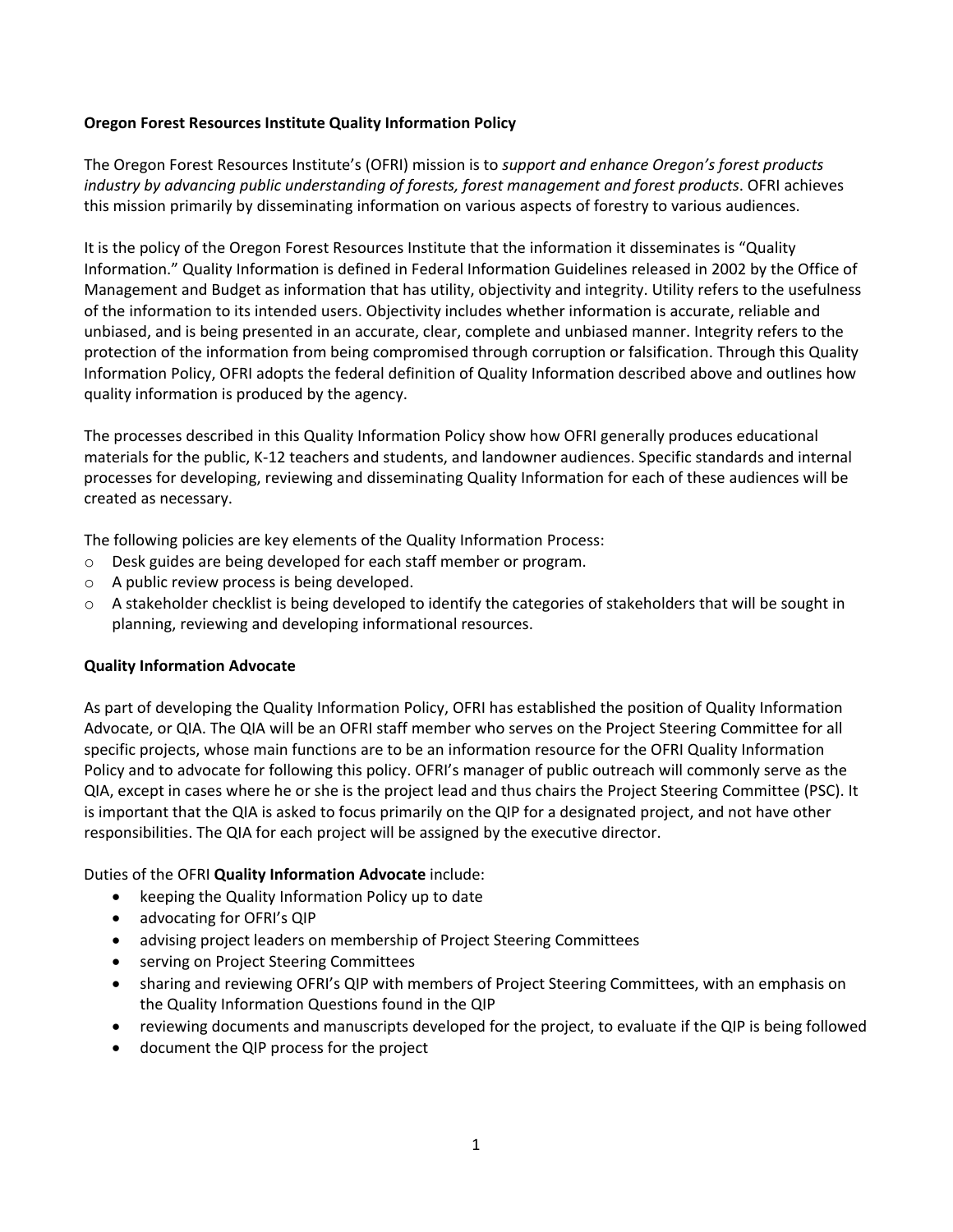**Oregon Forest Resources Institute Quality Information Policy**

The Oregon Forest Resources Institute's (OFRI) mission is to *support and enhance Oregon's forest products industry by advancing public understanding of forests, forest management and forest products*. OFRI achieves this mission primarily by disseminating information on various aspects of forestry to various audiences.

It is the policy of the Oregon Forest Resources Institute that the information it disseminates is "Quality Information." Quality Information is defined in Federal Information Guidelines released in 2002 by the Office of Management and Budget as information that has utility, objectivity and integrity. Utility refers to the usefulness of the information to its intended users. Objectivity includes whether information is accurate, reliable and unbiased, and is being presented in an accurate, clear, complete and unbiased manner. Integrity refers to the protection of the information from being compromised through corruption or falsification. Through this Quality Information Policy, OFRI adopts the federal definition of Quality Information described above and outlines how quality information is produced by the agency.

The processes described in this Quality Information Policy show how OFRI generally produces educational materials for the public, K-12 teachers and students, and landowner audiences. Specific standards and internal processes for developing, reviewing and disseminating Quality Information for each of these audiences will be created as necessary.

The following policies are key elements of the Quality Information Process:

- Desk guides are being developed for each staff member or program.
- A public review process is being developed.
- A stakeholder checklist is being developed to identify the categories of stakeholders that will be sought in planning, reviewing and developing informational resources.

**Quality Information Advocate**

As part of developing the Quality Information Policy, OFRI has established the position of Quality Information Advocate, or QIA. The QIA will be an OFRI staff member who serves on the Project Steering Committee for all specific projects, whose main functions are to be an information resource for the OFRI Quality Information Policy and to advocate for following this policy. OFRI's manager of public outreach will commonly serve as the QIA, except in cases where he or she is the project lead and thus chairs the Project Steering Committee (PSC). It is important that the QIA is asked to focus primarily on the QIP for a designated project, and not have other responsibilities. The QIA for each project will be assigned by the executive director.

Duties of the OFRI **Quality Information Advocate** include:

- keeping the Quality Information Policy up to date
- advocating for OFRI's QIP
- advising project leaders on membership of Project Steering Committees
- serving on Project Steering Committees
- sharing and reviewing OFRI's QIP with members of Project Steering Committees, with an emphasis on the Quality Information Questions found in the QIP
- reviewing documents and manuscripts developed for the project, to evaluate if the QIP is being followed
- document the QIP process for the project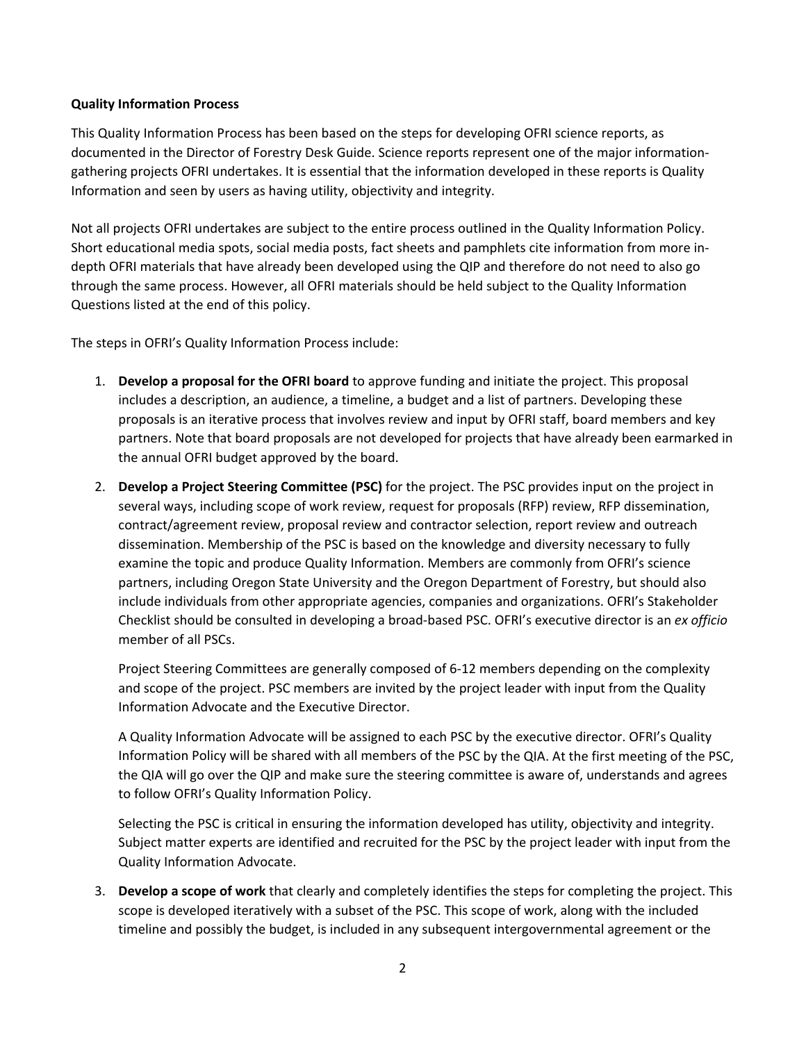**Quality Information Process**

This Quality Information Process has been based on the steps for developing OFRI science reports, as documented in the Director of Forestry Desk Guide. Science reports represent one of the major information-gathering projects OFRI undertakes. It is essential that the information developed in these reports is Quality Information and seen by users as having utility, objectivity and integrity.

Not all projects OFRI undertakes are subject to the entire process outlined in the Quality Information Policy. Short educational media spots, social media posts, fact sheets and pamphlets cite information from more in-depth OFRI materials that have already been developed using the QIP and therefore do not need to also go through the same process. However, all OFRI materials should be held subject to the Quality Information Questions listed at the end of this policy.

The steps in OFRI's Quality Information Process include:

1. **Develop a proposal for the OFRI board** to approve funding and initiate the project. This proposal includes a description, an audience, a timeline, a budget and a list of partners. Developing these proposals is an iterative process that involves review and input by OFRI staff, board members and key partners. Note that board proposals are not developed for projects that have already been earmarked in the annual OFRI budget approved by the board.

2. **Develop a Project Steering Committee (PSC)** for the project. The PSC provides input on the project in several ways, including scope of work review, request for proposals (RFP) review, RFP dissemination, contract/agreement review, proposal review and contractor selection, report review and outreach dissemination. Membership of the PSC is based on the knowledge and diversity necessary to fully examine the topic and produce Quality Information. Members are commonly from OFRI's science partners, including Oregon State University and the Oregon Department of Forestry, but should also include individuals from other appropriate agencies, companies and organizations. OFRI's Stakeholder Checklist should be consulted in developing a broad-based PSC. OFRI's executive director is an *ex officio* member of all PSCs.

   Project Steering Committees are generally composed of 6-12 members depending on the complexity and scope of the project. PSC members are invited by the project leader with input from the Quality Information Advocate and the Executive Director.

   A Quality Information Advocate will be assigned to each PSC by the executive director. OFRI's Quality Information Policy will be shared with all members of the PSC by the QIA. At the first meeting of the PSC, the QIA will go over the QIP and make sure the steering committee is aware of, understands and agrees to follow OFRI's Quality Information Policy.

   Selecting the PSC is critical in ensuring the information developed has utility, objectivity and integrity. Subject matter experts are identified and recruited for the PSC by the project leader with input from the Quality Information Advocate.

3. **Develop a scope of work** that clearly and completely identifies the steps for completing the project. This scope is developed iteratively with a subset of the PSC. This scope of work, along with the included timeline and possibly the budget, is included in any subsequent intergovernmental agreement or the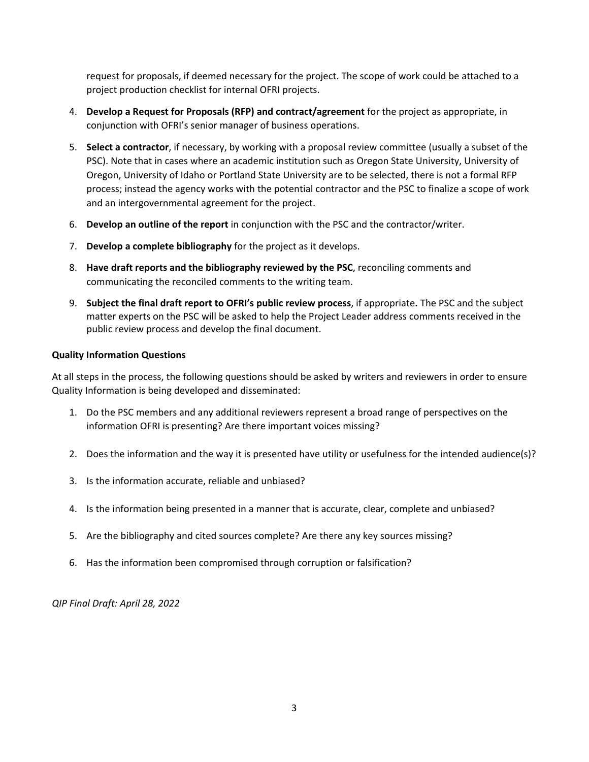request for proposals, if deemed necessary for the project. The scope of work could be attached to a project production checklist for internal OFRI projects.

4. **Develop a Request for Proposals (RFP) and contract/agreement** for the project as appropriate, in conjunction with OFRI's senior manager of business operations.

5. **Select a contractor**, if necessary, by working with a proposal review committee (usually a subset of the PSC). Note that in cases where an academic institution such as Oregon State University, University of Oregon, University of Idaho or Portland State University are to be selected, there is not a formal RFP process; instead the agency works with the potential contractor and the PSC to finalize a scope of work and an intergovernmental agreement for the project.

6. **Develop an outline of the report** in conjunction with the PSC and the contractor/writer.

7. **Develop a complete bibliography** for the project as it develops.

8. **Have draft reports and the bibliography reviewed by the PSC**, reconciling comments and communicating the reconciled comments to the writing team.

9. **Subject the final draft report to OFRI's public review process**, if appropriate**.** The PSC and the subject matter experts on the PSC will be asked to help the Project Leader address comments received in the public review process and develop the final document.

**Quality Information Questions**

At all steps in the process, the following questions should be asked by writers and reviewers in order to ensure Quality Information is being developed and disseminated:

1. Do the PSC members and any additional reviewers represent a broad range of perspectives on the information OFRI is presenting? Are there important voices missing?

2. Does the information and the way it is presented have utility or usefulness for the intended audience(s)?

3. Is the information accurate, reliable and unbiased?

4. Is the information being presented in a manner that is accurate, clear, complete and unbiased?

5. Are the bibliography and cited sources complete? Are there any key sources missing?

6. Has the information been compromised through corruption or falsification?

*QIP Final Draft: April 28, 2022*